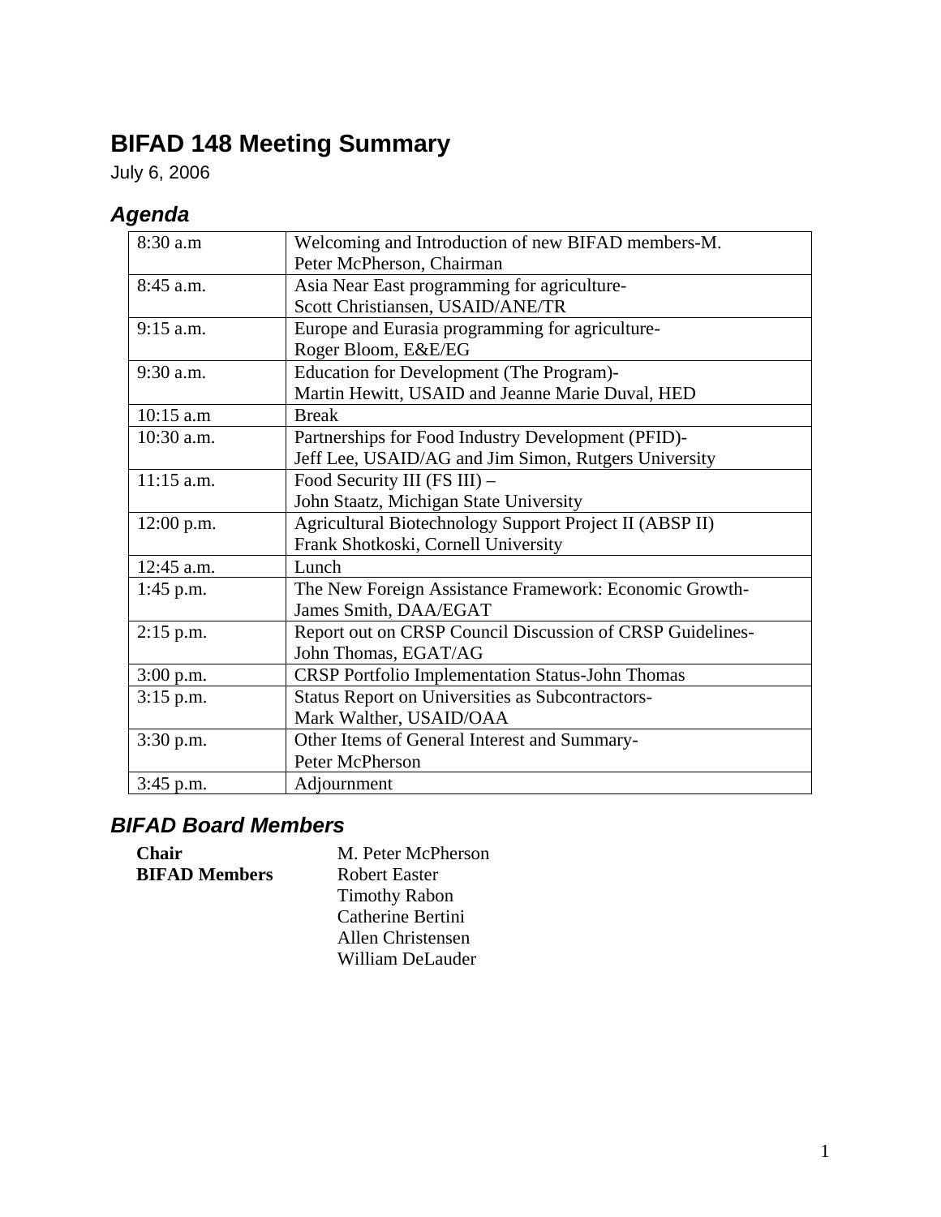# BIFAD 148 Meeting Summary

July 6, 2006

## *Agenda*

| | |
|---|---|
| 8:30 a.m | Welcoming and Introduction of new BIFAD members-M. Peter McPherson, Chairman |
| 8:45 a.m. | Asia Near East programming for agriculture- Scott Christiansen, USAID/ANE/TR |
| 9:15 a.m. | Europe and Eurasia programming for agriculture- Roger Bloom, E&E/EG |
| 9:30 a.m. | Education for Development (The Program)- Martin Hewitt, USAID and Jeanne Marie Duval, HED |
| 10:15 a.m | Break |
| 10:30 a.m. | Partnerships for Food Industry Development (PFID)- Jeff Lee, USAID/AG and Jim Simon, Rutgers University |
| 11:15 a.m. | Food Security III (FS III) – John Staatz, Michigan State University |
| 12:00 p.m. | Agricultural Biotechnology Support Project II (ABSP II) Frank Shotkoski, Cornell University |
| 12:45 a.m. | Lunch |
| 1:45 p.m. | The New Foreign Assistance Framework: Economic Growth- James Smith, DAA/EGAT |
| 2:15 p.m. | Report out on CRSP Council Discussion of CRSP Guidelines- John Thomas, EGAT/AG |
| 3:00 p.m. | CRSP Portfolio Implementation Status-John Thomas |
| 3:15 p.m. | Status Report on Universities as Subcontractors- Mark Walther, USAID/OAA |
| 3:30 p.m. | Other Items of General Interest and Summary- Peter McPherson |
| 3:45 p.m. | Adjournment |

## *BIFAD Board Members*

**Chair** M. Peter McPherson

**BIFAD Members** Robert Easter
Timothy Rabon
Catherine Bertini
Allen Christensen
William DeLauder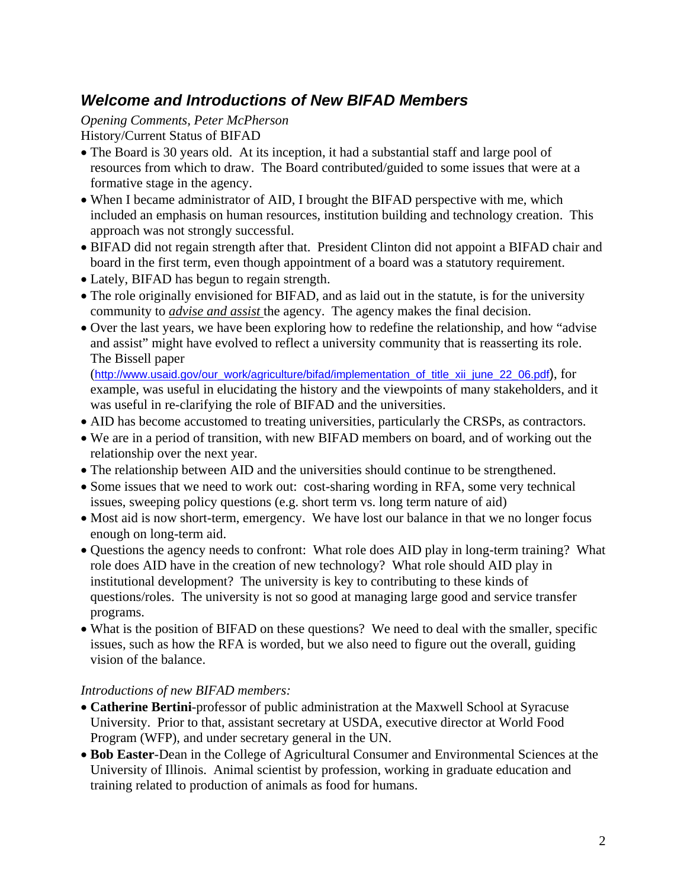## *Welcome and Introductions of New BIFAD Members*

*Opening Comments, Peter McPherson*

History/Current Status of BIFAD

- The Board is 30 years old. At its inception, it had a substantial staff and large pool of resources from which to draw. The Board contributed/guided to some issues that were at a formative stage in the agency.
- When I became administrator of AID, I brought the BIFAD perspective with me, which included an emphasis on human resources, institution building and technology creation. This approach was not strongly successful.
- BIFAD did not regain strength after that. President Clinton did not appoint a BIFAD chair and board in the first term, even though appointment of a board was a statutory requirement.
- Lately, BIFAD has begun to regain strength.
- The role originally envisioned for BIFAD, and as laid out in the statute, is for the university community to ***advise and assist*** the agency. The agency makes the final decision.
- Over the last years, we have been exploring how to redefine the relationship, and how "advise and assist" might have evolved to reflect a university community that is reasserting its role. The Bissell paper (http://www.usaid.gov/our_work/agriculture/bifad/implementation_of_title_xii_june_22_06.pdf), for example, was useful in elucidating the history and the viewpoints of many stakeholders, and it was useful in re-clarifying the role of BIFAD and the universities.
- AID has become accustomed to treating universities, particularly the CRSPs, as contractors.
- We are in a period of transition, with new BIFAD members on board, and of working out the relationship over the next year.
- The relationship between AID and the universities should continue to be strengthened.
- Some issues that we need to work out: cost-sharing wording in RFA, some very technical issues, sweeping policy questions (e.g. short term vs. long term nature of aid)
- Most aid is now short-term, emergency. We have lost our balance in that we no longer focus enough on long-term aid.
- Questions the agency needs to confront: What role does AID play in long-term training? What role does AID have in the creation of new technology? What role should AID play in institutional development? The university is key to contributing to these kinds of questions/roles. The university is not so good at managing large good and service transfer programs.
- What is the position of BIFAD on these questions? We need to deal with the smaller, specific issues, such as how the RFA is worded, but we also need to figure out the overall, guiding vision of the balance.

*Introductions of new BIFAD members:*

- **Catherine Bertini**-professor of public administration at the Maxwell School at Syracuse University. Prior to that, assistant secretary at USDA, executive director at World Food Program (WFP), and under secretary general in the UN.
- **Bob Easter**-Dean in the College of Agricultural Consumer and Environmental Sciences at the University of Illinois. Animal scientist by profession, working in graduate education and training related to production of animals as food for humans.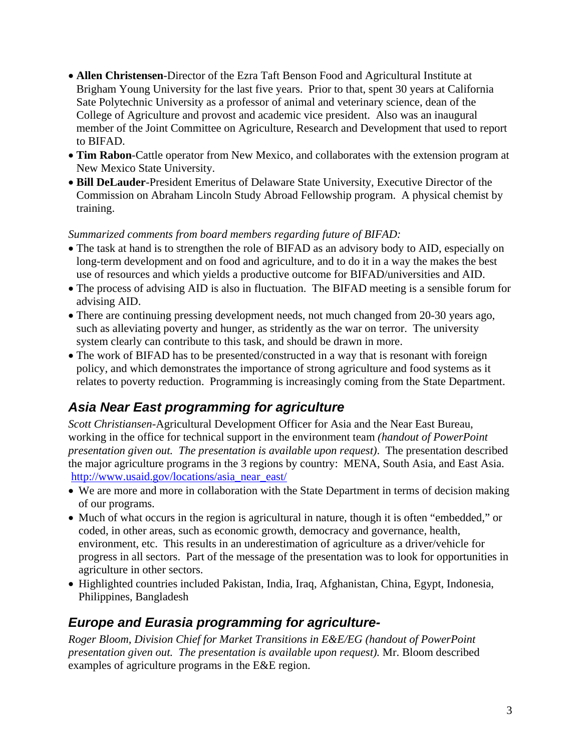- **Allen Christensen**-Director of the Ezra Taft Benson Food and Agricultural Institute at Brigham Young University for the last five years. Prior to that, spent 30 years at California Sate Polytechnic University as a professor of animal and veterinary science, dean of the College of Agriculture and provost and academic vice president. Also was an inaugural member of the Joint Committee on Agriculture, Research and Development that used to report to BIFAD.
- **Tim Rabon**-Cattle operator from New Mexico, and collaborates with the extension program at New Mexico State University.
- **Bill DeLauder**-President Emeritus of Delaware State University, Executive Director of the Commission on Abraham Lincoln Study Abroad Fellowship program. A physical chemist by training.

*Summarized comments from board members regarding future of BIFAD:*

- The task at hand is to strengthen the role of BIFAD as an advisory body to AID, especially on long-term development and on food and agriculture, and to do it in a way the makes the best use of resources and which yields a productive outcome for BIFAD/universities and AID.
- The process of advising AID is also in fluctuation. The BIFAD meeting is a sensible forum for advising AID.
- There are continuing pressing development needs, not much changed from 20-30 years ago, such as alleviating poverty and hunger, as stridently as the war on terror. The university system clearly can contribute to this task, and should be drawn in more.
- The work of BIFAD has to be presented/constructed in a way that is resonant with foreign policy, and which demonstrates the importance of strong agriculture and food systems as it relates to poverty reduction. Programming is increasingly coming from the State Department.

## *Asia Near East programming for agriculture*

*Scott Christiansen*-Agricultural Development Officer for Asia and the Near East Bureau, working in the office for technical support in the environment team *(handout of PowerPoint presentation given out. The presentation is available upon request)*. The presentation described the major agriculture programs in the 3 regions by country: MENA, South Asia, and East Asia. http://www.usaid.gov/locations/asia_near_east/

- We are more and more in collaboration with the State Department in terms of decision making of our programs.
- Much of what occurs in the region is agricultural in nature, though it is often "embedded," or coded, in other areas, such as economic growth, democracy and governance, health, environment, etc. This results in an underestimation of agriculture as a driver/vehicle for progress in all sectors. Part of the message of the presentation was to look for opportunities in agriculture in other sectors.
- Highlighted countries included Pakistan, India, Iraq, Afghanistan, China, Egypt, Indonesia, Philippines, Bangladesh

## *Europe and Eurasia programming for agriculture-*

*Roger Bloom, Division Chief for Market Transitions in E&E/EG (handout of PowerPoint presentation given out. The presentation is available upon request).* Mr. Bloom described examples of agriculture programs in the E&E region.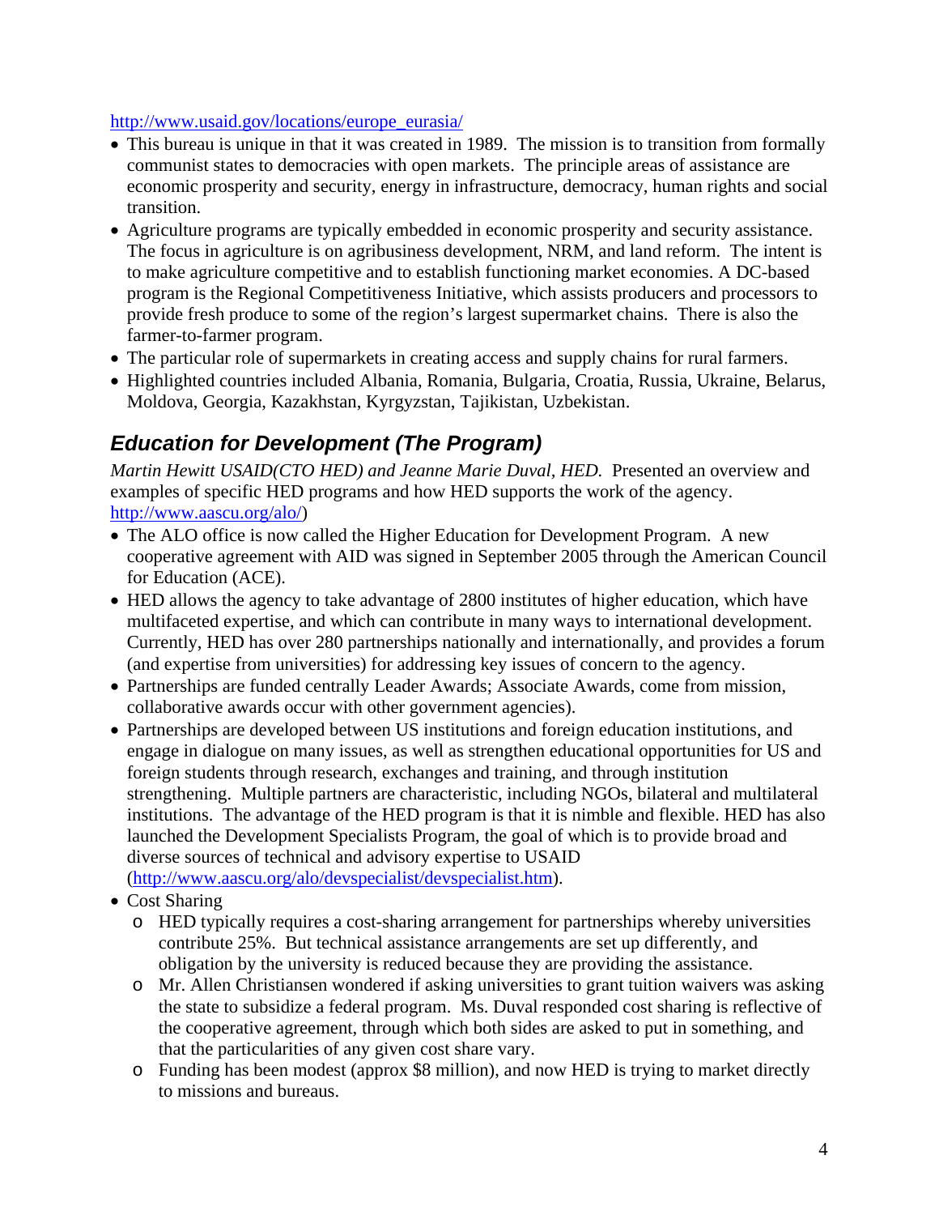http://www.usaid.gov/locations/europe_eurasia/

- This bureau is unique in that it was created in 1989. The mission is to transition from formally communist states to democracies with open markets. The principle areas of assistance are economic prosperity and security, energy in infrastructure, democracy, human rights and social transition.
- Agriculture programs are typically embedded in economic prosperity and security assistance. The focus in agriculture is on agribusiness development, NRM, and land reform. The intent is to make agriculture competitive and to establish functioning market economies. A DC-based program is the Regional Competitiveness Initiative, which assists producers and processors to provide fresh produce to some of the region's largest supermarket chains. There is also the farmer-to-farmer program.
- The particular role of supermarkets in creating access and supply chains for rural farmers.
- Highlighted countries included Albania, Romania, Bulgaria, Croatia, Russia, Ukraine, Belarus, Moldova, Georgia, Kazakhstan, Kyrgyzstan, Tajikistan, Uzbekistan.

## *Education for Development (The Program)*

*Martin Hewitt USAID(CTO HED) and Jeanne Marie Duval, HED.* Presented an overview and examples of specific HED programs and how HED supports the work of the agency. http://www.aascu.org/alo/)

- The ALO office is now called the Higher Education for Development Program. A new cooperative agreement with AID was signed in September 2005 through the American Council for Education (ACE).
- HED allows the agency to take advantage of 2800 institutes of higher education, which have multifaceted expertise, and which can contribute in many ways to international development. Currently, HED has over 280 partnerships nationally and internationally, and provides a forum (and expertise from universities) for addressing key issues of concern to the agency.
- Partnerships are funded centrally Leader Awards; Associate Awards, come from mission, collaborative awards occur with other government agencies).
- Partnerships are developed between US institutions and foreign education institutions, and engage in dialogue on many issues, as well as strengthen educational opportunities for US and foreign students through research, exchanges and training, and through institution strengthening. Multiple partners are characteristic, including NGOs, bilateral and multilateral institutions. The advantage of the HED program is that it is nimble and flexible. HED has also launched the Development Specialists Program, the goal of which is to provide broad and diverse sources of technical and advisory expertise to USAID (http://www.aascu.org/alo/devspecialist/devspecialist.htm).
- Cost Sharing
  - HED typically requires a cost-sharing arrangement for partnerships whereby universities contribute 25%. But technical assistance arrangements are set up differently, and obligation by the university is reduced because they are providing the assistance.
  - Mr. Allen Christiansen wondered if asking universities to grant tuition waivers was asking the state to subsidize a federal program. Ms. Duval responded cost sharing is reflective of the cooperative agreement, through which both sides are asked to put in something, and that the particularities of any given cost share vary.
  - Funding has been modest (approx $8 million), and now HED is trying to market directly to missions and bureaus.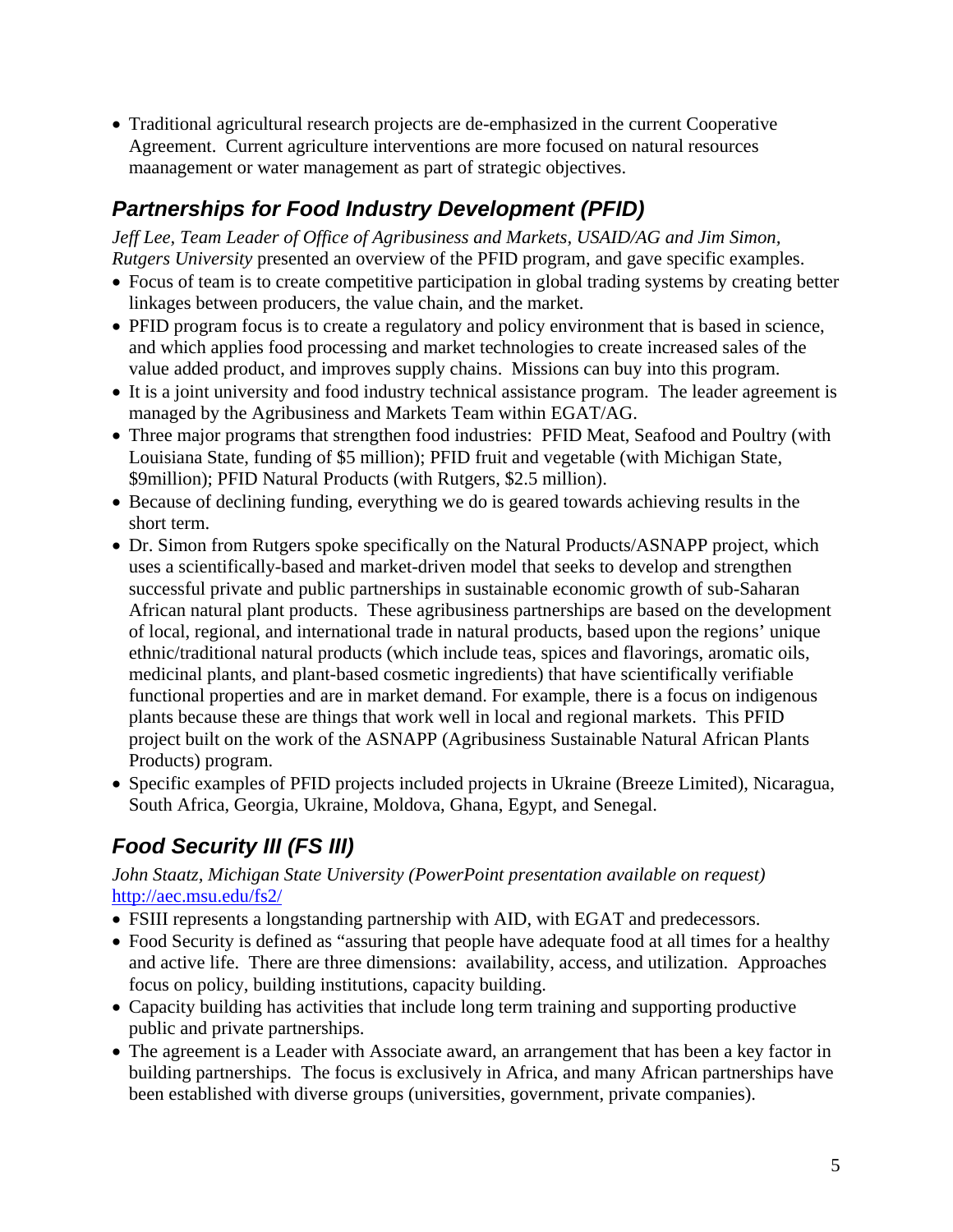- Traditional agricultural research projects are de-emphasized in the current Cooperative Agreement. Current agriculture interventions are more focused on natural resources maanagement or water management as part of strategic objectives.

## Partnerships for Food Industry Development (PFID)

*Jeff Lee, Team Leader of Office of Agribusiness and Markets, USAID/AG and Jim Simon, Rutgers University* presented an overview of the PFID program, and gave specific examples.

- Focus of team is to create competitive participation in global trading systems by creating better linkages between producers, the value chain, and the market.
- PFID program focus is to create a regulatory and policy environment that is based in science, and which applies food processing and market technologies to create increased sales of the value added product, and improves supply chains. Missions can buy into this program.
- It is a joint university and food industry technical assistance program. The leader agreement is managed by the Agribusiness and Markets Team within EGAT/AG.
- Three major programs that strengthen food industries: PFID Meat, Seafood and Poultry (with Louisiana State, funding of $5 million); PFID fruit and vegetable (with Michigan State, $9million); PFID Natural Products (with Rutgers, $2.5 million).
- Because of declining funding, everything we do is geared towards achieving results in the short term.
- Dr. Simon from Rutgers spoke specifically on the Natural Products/ASNAPP project, which uses a scientifically-based and market-driven model that seeks to develop and strengthen successful private and public partnerships in sustainable economic growth of sub-Saharan African natural plant products. These agribusiness partnerships are based on the development of local, regional, and international trade in natural products, based upon the regions' unique ethnic/traditional natural products (which include teas, spices and flavorings, aromatic oils, medicinal plants, and plant-based cosmetic ingredients) that have scientifically verifiable functional properties and are in market demand. For example, there is a focus on indigenous plants because these are things that work well in local and regional markets. This PFID project built on the work of the ASNAPP (Agribusiness Sustainable Natural African Plants Products) program.
- Specific examples of PFID projects included projects in Ukraine (Breeze Limited), Nicaragua, South Africa, Georgia, Ukraine, Moldova, Ghana, Egypt, and Senegal.

## Food Security III (FS III)

*John Staatz, Michigan State University (PowerPoint presentation available on request)* http://aec.msu.edu/fs2/

- FSIII represents a longstanding partnership with AID, with EGAT and predecessors.
- Food Security is defined as "assuring that people have adequate food at all times for a healthy and active life. There are three dimensions: availability, access, and utilization. Approaches focus on policy, building institutions, capacity building.
- Capacity building has activities that include long term training and supporting productive public and private partnerships.
- The agreement is a Leader with Associate award, an arrangement that has been a key factor in building partnerships. The focus is exclusively in Africa, and many African partnerships have been established with diverse groups (universities, government, private companies).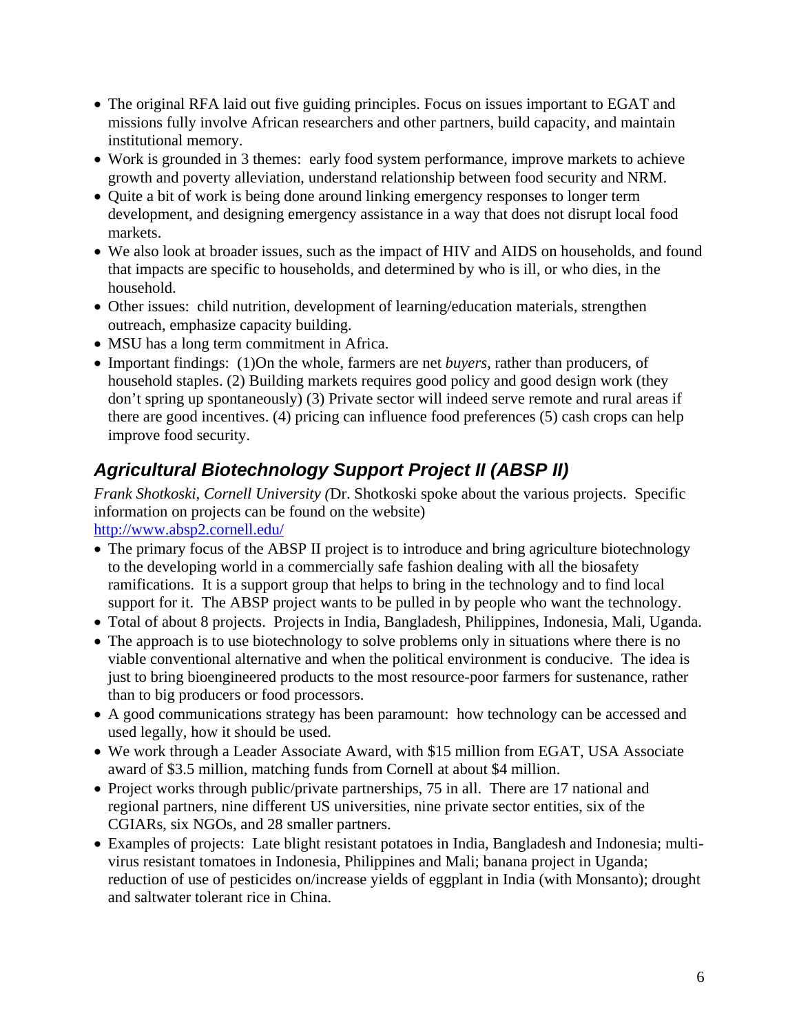- The original RFA laid out five guiding principles. Focus on issues important to EGAT and missions fully involve African researchers and other partners, build capacity, and maintain institutional memory.
- Work is grounded in 3 themes: early food system performance, improve markets to achieve growth and poverty alleviation, understand relationship between food security and NRM.
- Quite a bit of work is being done around linking emergency responses to longer term development, and designing emergency assistance in a way that does not disrupt local food markets.
- We also look at broader issues, such as the impact of HIV and AIDS on households, and found that impacts are specific to households, and determined by who is ill, or who dies, in the household.
- Other issues: child nutrition, development of learning/education materials, strengthen outreach, emphasize capacity building.
- MSU has a long term commitment in Africa.
- Important findings: (1)On the whole, farmers are net *buyers*, rather than producers, of household staples. (2) Building markets requires good policy and good design work (they don't spring up spontaneously) (3) Private sector will indeed serve remote and rural areas if there are good incentives. (4) pricing can influence food preferences (5) cash crops can help improve food security.

## *Agricultural Biotechnology Support Project II (ABSP II)*

*Frank Shotkoski, Cornell University (*Dr. Shotkoski spoke about the various projects. Specific information on projects can be found on the website)
http://www.absp2.cornell.edu/

- The primary focus of the ABSP II project is to introduce and bring agriculture biotechnology to the developing world in a commercially safe fashion dealing with all the biosafety ramifications. It is a support group that helps to bring in the technology and to find local support for it. The ABSP project wants to be pulled in by people who want the technology.
- Total of about 8 projects. Projects in India, Bangladesh, Philippines, Indonesia, Mali, Uganda.
- The approach is to use biotechnology to solve problems only in situations where there is no viable conventional alternative and when the political environment is conducive. The idea is just to bring bioengineered products to the most resource-poor farmers for sustenance, rather than to big producers or food processors.
- A good communications strategy has been paramount: how technology can be accessed and used legally, how it should be used.
- We work through a Leader Associate Award, with \$15 million from EGAT, USA Associate award of \$3.5 million, matching funds from Cornell at about \$4 million.
- Project works through public/private partnerships, 75 in all. There are 17 national and regional partners, nine different US universities, nine private sector entities, six of the CGIARs, six NGOs, and 28 smaller partners.
- Examples of projects: Late blight resistant potatoes in India, Bangladesh and Indonesia; multi-virus resistant tomatoes in Indonesia, Philippines and Mali; banana project in Uganda; reduction of use of pesticides on/increase yields of eggplant in India (with Monsanto); drought and saltwater tolerant rice in China.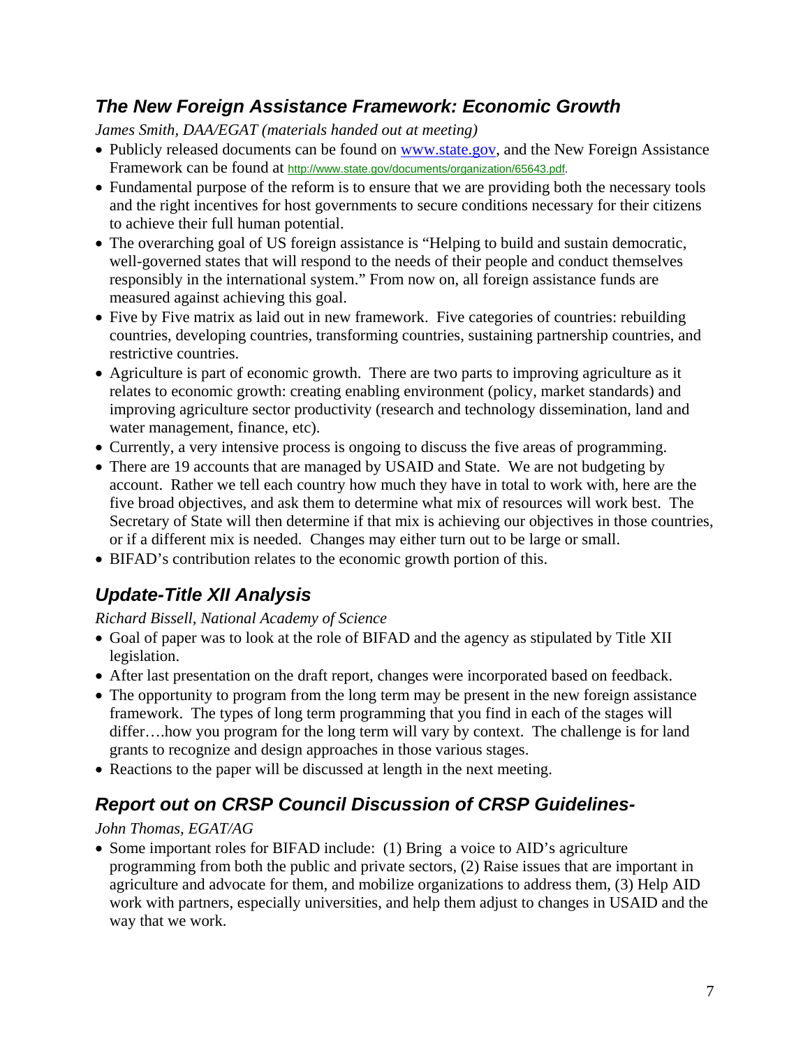## *The New Foreign Assistance Framework: Economic Growth*

*James Smith, DAA/EGAT (materials handed out at meeting)*

- Publicly released documents can be found on www.state.gov, and the New Foreign Assistance Framework can be found at http://www.state.gov/documents/organization/65643.pdf.
- Fundamental purpose of the reform is to ensure that we are providing both the necessary tools and the right incentives for host governments to secure conditions necessary for their citizens to achieve their full human potential.
- The overarching goal of US foreign assistance is "Helping to build and sustain democratic, well-governed states that will respond to the needs of their people and conduct themselves responsibly in the international system." From now on, all foreign assistance funds are measured against achieving this goal.
- Five by Five matrix as laid out in new framework. Five categories of countries: rebuilding countries, developing countries, transforming countries, sustaining partnership countries, and restrictive countries.
- Agriculture is part of economic growth. There are two parts to improving agriculture as it relates to economic growth: creating enabling environment (policy, market standards) and improving agriculture sector productivity (research and technology dissemination, land and water management, finance, etc).
- Currently, a very intensive process is ongoing to discuss the five areas of programming.
- There are 19 accounts that are managed by USAID and State. We are not budgeting by account. Rather we tell each country how much they have in total to work with, here are the five broad objectives, and ask them to determine what mix of resources will work best. The Secretary of State will then determine if that mix is achieving our objectives in those countries, or if a different mix is needed. Changes may either turn out to be large or small.
- BIFAD's contribution relates to the economic growth portion of this.

## *Update-Title XII Analysis*

*Richard Bissell, National Academy of Science*

- Goal of paper was to look at the role of BIFAD and the agency as stipulated by Title XII legislation.
- After last presentation on the draft report, changes were incorporated based on feedback.
- The opportunity to program from the long term may be present in the new foreign assistance framework. The types of long term programming that you find in each of the stages will differ….how you program for the long term will vary by context. The challenge is for land grants to recognize and design approaches in those various stages.
- Reactions to the paper will be discussed at length in the next meeting.

## *Report out on CRSP Council Discussion of CRSP Guidelines-*

*John Thomas, EGAT/AG*

- Some important roles for BIFAD include: (1) Bring a voice to AID's agriculture programming from both the public and private sectors, (2) Raise issues that are important in agriculture and advocate for them, and mobilize organizations to address them, (3) Help AID work with partners, especially universities, and help them adjust to changes in USAID and the way that we work.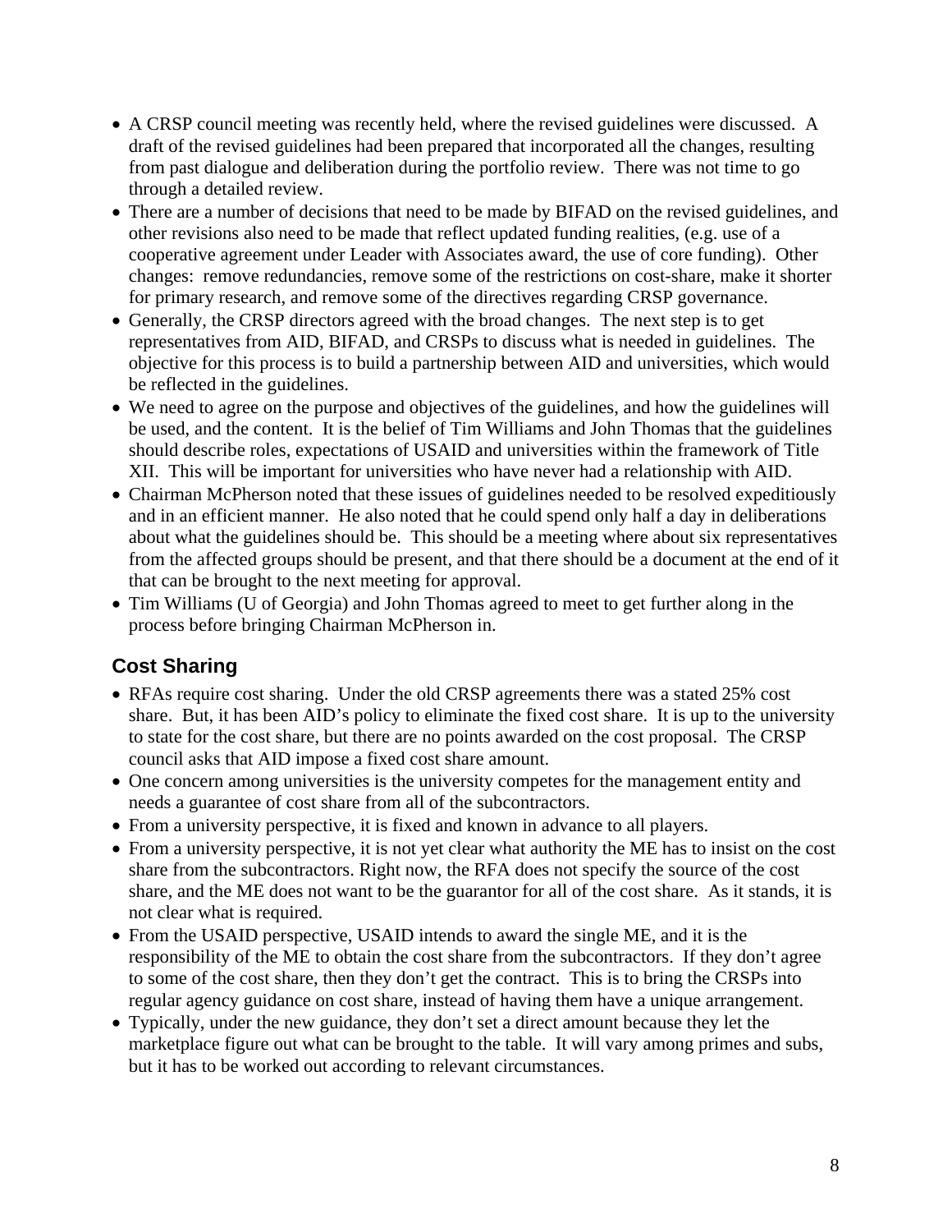- A CRSP council meeting was recently held, where the revised guidelines were discussed. A draft of the revised guidelines had been prepared that incorporated all the changes, resulting from past dialogue and deliberation during the portfolio review. There was not time to go through a detailed review.
- There are a number of decisions that need to be made by BIFAD on the revised guidelines, and other revisions also need to be made that reflect updated funding realities, (e.g. use of a cooperative agreement under Leader with Associates award, the use of core funding). Other changes: remove redundancies, remove some of the restrictions on cost-share, make it shorter for primary research, and remove some of the directives regarding CRSP governance.
- Generally, the CRSP directors agreed with the broad changes. The next step is to get representatives from AID, BIFAD, and CRSPs to discuss what is needed in guidelines. The objective for this process is to build a partnership between AID and universities, which would be reflected in the guidelines.
- We need to agree on the purpose and objectives of the guidelines, and how the guidelines will be used, and the content. It is the belief of Tim Williams and John Thomas that the guidelines should describe roles, expectations of USAID and universities within the framework of Title XII. This will be important for universities who have never had a relationship with AID.
- Chairman McPherson noted that these issues of guidelines needed to be resolved expeditiously and in an efficient manner. He also noted that he could spend only half a day in deliberations about what the guidelines should be. This should be a meeting where about six representatives from the affected groups should be present, and that there should be a document at the end of it that can be brought to the next meeting for approval.
- Tim Williams (U of Georgia) and John Thomas agreed to meet to get further along in the process before bringing Chairman McPherson in.

## Cost Sharing

- RFAs require cost sharing. Under the old CRSP agreements there was a stated 25% cost share. But, it has been AID's policy to eliminate the fixed cost share. It is up to the university to state for the cost share, but there are no points awarded on the cost proposal. The CRSP council asks that AID impose a fixed cost share amount.
- One concern among universities is the university competes for the management entity and needs a guarantee of cost share from all of the subcontractors.
- From a university perspective, it is fixed and known in advance to all players.
- From a university perspective, it is not yet clear what authority the ME has to insist on the cost share from the subcontractors. Right now, the RFA does not specify the source of the cost share, and the ME does not want to be the guarantor for all of the cost share. As it stands, it is not clear what is required.
- From the USAID perspective, USAID intends to award the single ME, and it is the responsibility of the ME to obtain the cost share from the subcontractors. If they don't agree to some of the cost share, then they don't get the contract. This is to bring the CRSPs into regular agency guidance on cost share, instead of having them have a unique arrangement.
- Typically, under the new guidance, they don't set a direct amount because they let the marketplace figure out what can be brought to the table. It will vary among primes and subs, but it has to be worked out according to relevant circumstances.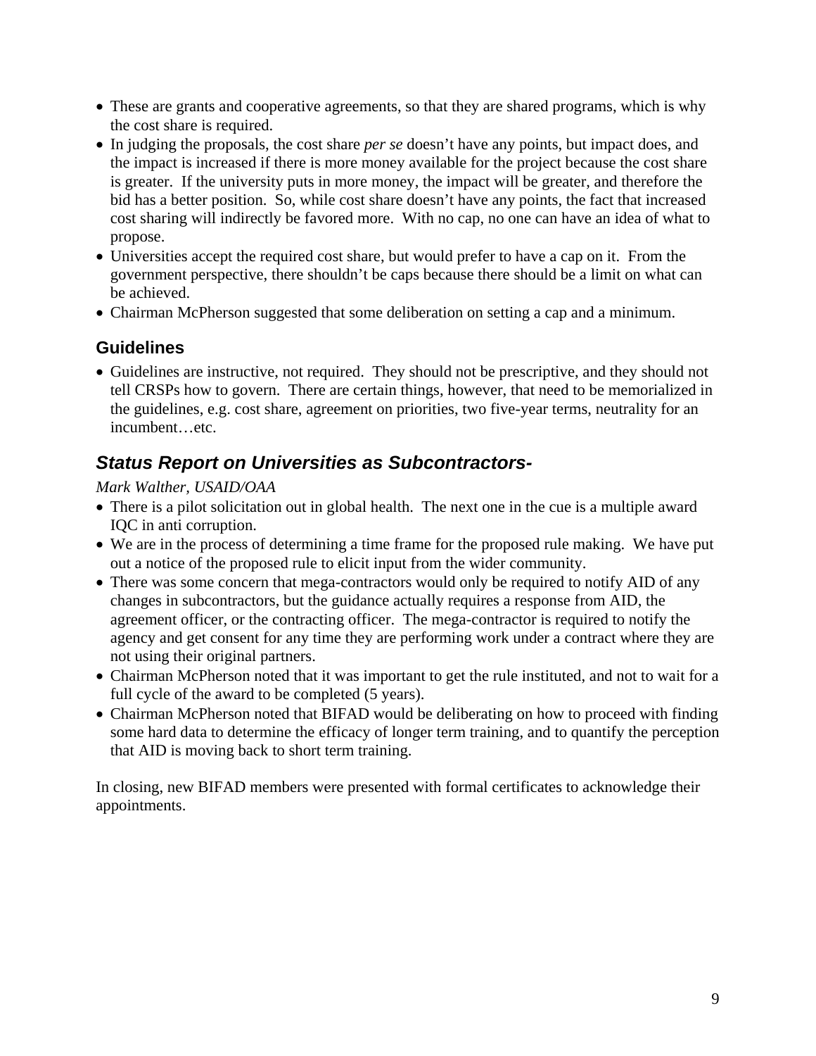- These are grants and cooperative agreements, so that they are shared programs, which is why the cost share is required.
- In judging the proposals, the cost share *per se* doesn't have any points, but impact does, and the impact is increased if there is more money available for the project because the cost share is greater. If the university puts in more money, the impact will be greater, and therefore the bid has a better position. So, while cost share doesn't have any points, the fact that increased cost sharing will indirectly be favored more. With no cap, no one can have an idea of what to propose.
- Universities accept the required cost share, but would prefer to have a cap on it. From the government perspective, there shouldn't be caps because there should be a limit on what can be achieved.
- Chairman McPherson suggested that some deliberation on setting a cap and a minimum.

## Guidelines

- Guidelines are instructive, not required. They should not be prescriptive, and they should not tell CRSPs how to govern. There are certain things, however, that need to be memorialized in the guidelines, e.g. cost share, agreement on priorities, two five-year terms, neutrality for an incumbent…etc.

## *Status Report on Universities as Subcontractors-*

*Mark Walther, USAID/OAA*

- There is a pilot solicitation out in global health. The next one in the cue is a multiple award IQC in anti corruption.
- We are in the process of determining a time frame for the proposed rule making. We have put out a notice of the proposed rule to elicit input from the wider community.
- There was some concern that mega-contractors would only be required to notify AID of any changes in subcontractors, but the guidance actually requires a response from AID, the agreement officer, or the contracting officer. The mega-contractor is required to notify the agency and get consent for any time they are performing work under a contract where they are not using their original partners.
- Chairman McPherson noted that it was important to get the rule instituted, and not to wait for a full cycle of the award to be completed (5 years).
- Chairman McPherson noted that BIFAD would be deliberating on how to proceed with finding some hard data to determine the efficacy of longer term training, and to quantify the perception that AID is moving back to short term training.

In closing, new BIFAD members were presented with formal certificates to acknowledge their appointments.